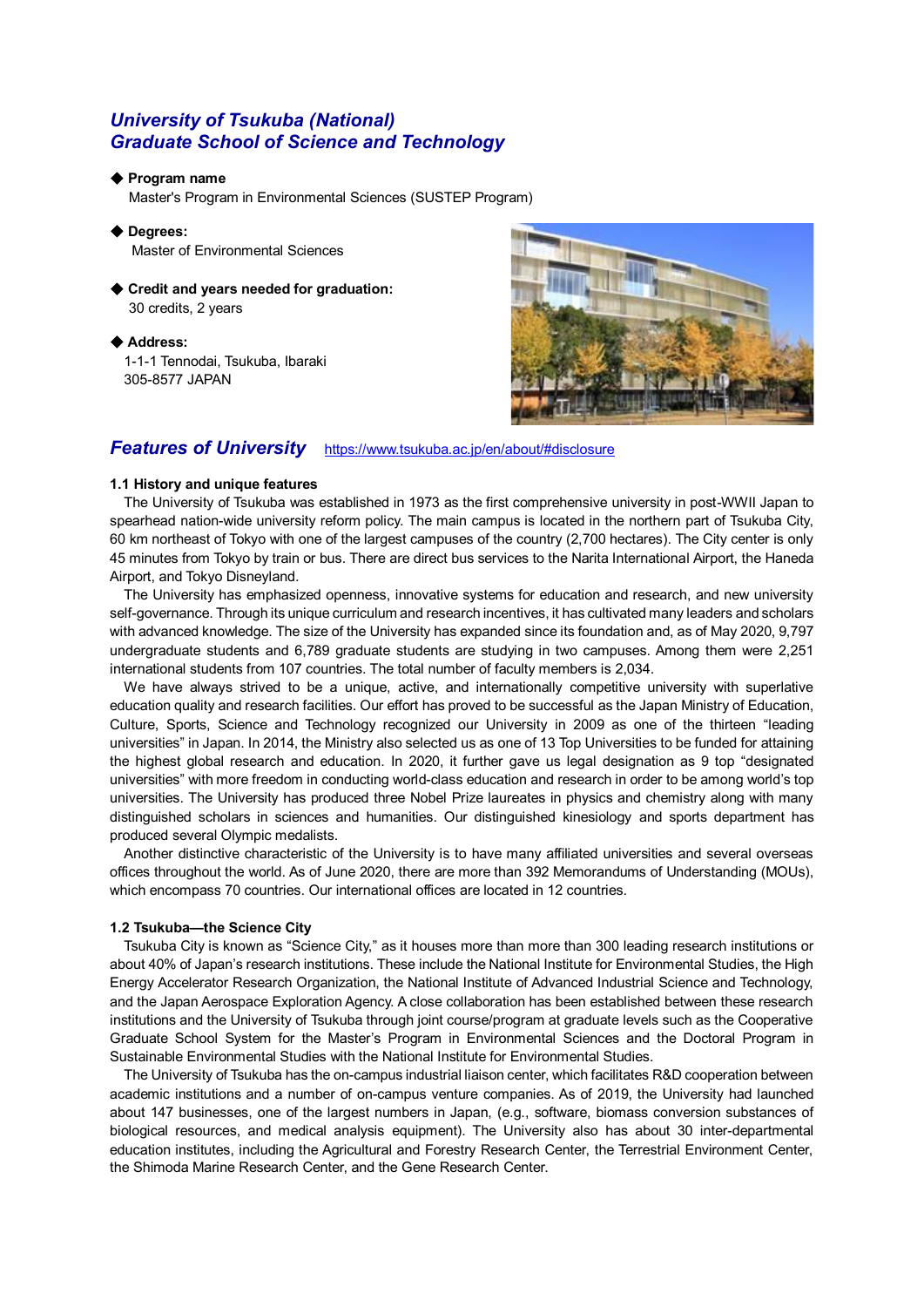# University of Tsukuba (National)
# Graduate School of Science and Technology

◆ **Program name**
Master's Program in Environmental Sciences (SUSTEP Program)

◆ **Degrees:**
Master of Environmental Sciences

◆ **Credit and years needed for graduation:**
30 credits, 2 years

◆ **Address:**
1-1-1 Tennodai, Tsukuba, Ibaraki
305-8577 JAPAN

## Features of University https://www.tsukuba.ac.jp/en/about/#disclosure

### 1.1 History and unique features

The University of Tsukuba was established in 1973 as the first comprehensive university in post-WWII Japan to spearhead nation-wide university reform policy. The main campus is located in the northern part of Tsukuba City, 60 km northeast of Tokyo with one of the largest campuses of the country (2,700 hectares). The City center is only 45 minutes from Tokyo by train or bus. There are direct bus services to the Narita International Airport, the Haneda Airport, and Tokyo Disneyland.

The University has emphasized openness, innovative systems for education and research, and new university self-governance. Through its unique curriculum and research incentives, it has cultivated many leaders and scholars with advanced knowledge. The size of the University has expanded since its foundation and, as of May 2020, 9,797 undergraduate students and 6,789 graduate students are studying in two campuses. Among them were 2,251 international students from 107 countries. The total number of faculty members is 2,034.

We have always strived to be a unique, active, and internationally competitive university with superlative education quality and research facilities. Our effort has proved to be successful as the Japan Ministry of Education, Culture, Sports, Science and Technology recognized our University in 2009 as one of the thirteen "leading universities" in Japan. In 2014, the Ministry also selected us as one of 13 Top Universities to be funded for attaining the highest global research and education. In 2020, it further gave us legal designation as 9 top "designated universities" with more freedom in conducting world-class education and research in order to be among world's top universities. The University has produced three Nobel Prize laureates in physics and chemistry along with many distinguished scholars in sciences and humanities. Our distinguished kinesiology and sports department has produced several Olympic medalists.

Another distinctive characteristic of the University is to have many affiliated universities and several overseas offices throughout the world. As of June 2020, there are more than 392 Memorandums of Understanding (MOUs), which encompass 70 countries. Our international offices are located in 12 countries.

### 1.2 Tsukuba—the Science City

Tsukuba City is known as "Science City," as it houses more than more than 300 leading research institutions or about 40% of Japan's research institutions. These include the National Institute for Environmental Studies, the High Energy Accelerator Research Organization, the National Institute of Advanced Industrial Science and Technology, and the Japan Aerospace Exploration Agency. A close collaboration has been established between these research institutions and the University of Tsukuba through joint course/program at graduate levels such as the Cooperative Graduate School System for the Master's Program in Environmental Sciences and the Doctoral Program in Sustainable Environmental Studies with the National Institute for Environmental Studies.

The University of Tsukuba has the on-campus industrial liaison center, which facilitates R&D cooperation between academic institutions and a number of on-campus venture companies. As of 2019, the University had launched about 147 businesses, one of the largest numbers in Japan, (e.g., software, biomass conversion substances of biological resources, and medical analysis equipment). The University also has about 30 inter-departmental education institutes, including the Agricultural and Forestry Research Center, the Terrestrial Environment Center, the Shimoda Marine Research Center, and the Gene Research Center.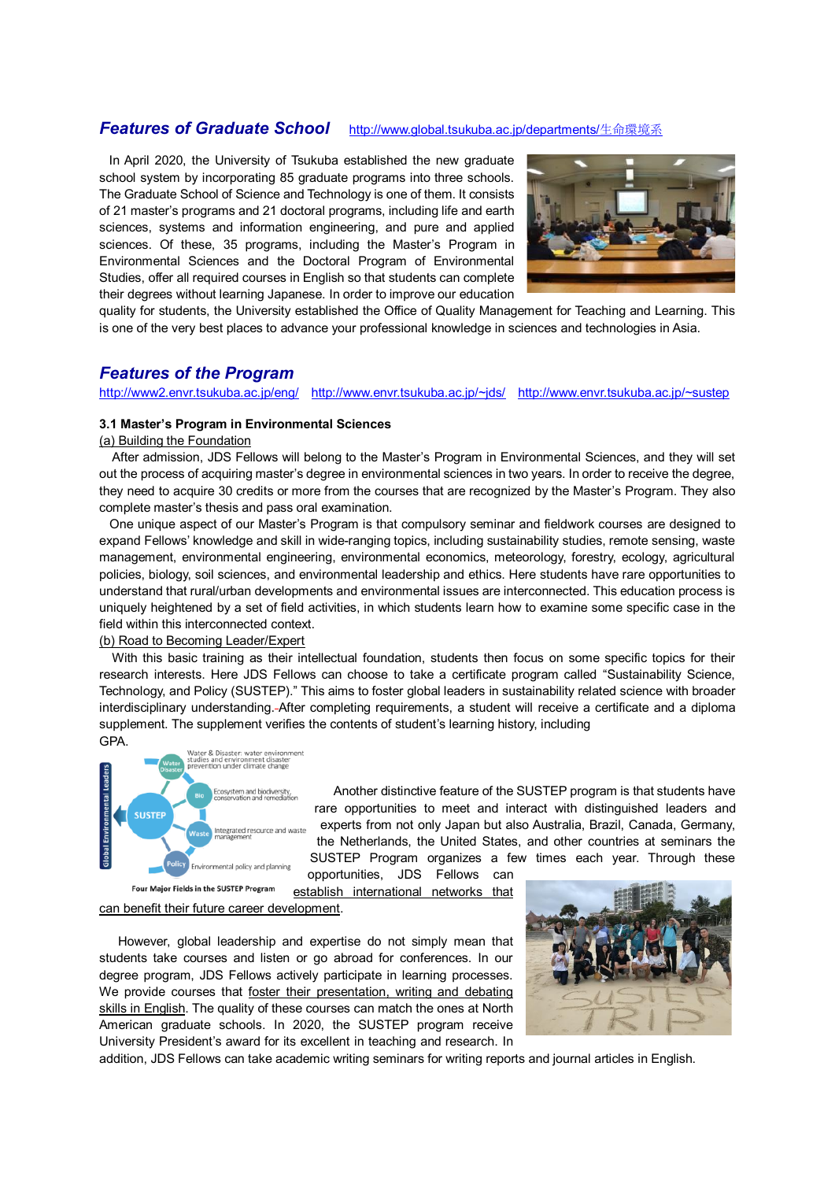## *Features of Graduate School* http://www.global.tsukuba.ac.jp/departments/生命環境系

In April 2020, the University of Tsukuba established the new graduate school system by incorporating 85 graduate programs into three schools. The Graduate School of Science and Technology is one of them. It consists of 21 master's programs and 21 doctoral programs, including life and earth sciences, systems and information engineering, and pure and applied sciences. Of these, 35 programs, including the Master's Program in Environmental Sciences and the Doctoral Program of Environmental Studies, offer all required courses in English so that students can complete their degrees without learning Japanese. In order to improve our education quality for students, the University established the Office of Quality Management for Teaching and Learning. This is one of the very best places to advance your professional knowledge in sciences and technologies in Asia.

## *Features of the Program*

http://www2.envr.tsukuba.ac.jp/eng/ http://www.envr.tsukuba.ac.jp/~jds/ http://www.envr.tsukuba.ac.jp/~sustep

### 3.1 Master's Program in Environmental Sciences

(a) Building the Foundation

After admission, JDS Fellows will belong to the Master's Program in Environmental Sciences, and they will set out the process of acquiring master's degree in environmental sciences in two years. In order to receive the degree, they need to acquire 30 credits or more from the courses that are recognized by the Master's Program. They also complete master's thesis and pass oral examination.

One unique aspect of our Master's Program is that compulsory seminar and fieldwork courses are designed to expand Fellows' knowledge and skill in wide-ranging topics, including sustainability studies, remote sensing, waste management, environmental engineering, environmental economics, meteorology, forestry, ecology, agricultural policies, biology, soil sciences, and environmental leadership and ethics. Here students have rare opportunities to understand that rural/urban developments and environmental issues are interconnected. This education process is uniquely heightened by a set of field activities, in which students learn how to examine some specific case in the field within this interconnected context.

(b) Road to Becoming Leader/Expert

With this basic training as their intellectual foundation, students then focus on some specific topics for their research interests. Here JDS Fellows can choose to take a certificate program called "Sustainability Science, Technology, and Policy (SUSTEP)." This aims to foster global leaders in sustainability related science with broader interdisciplinary understanding. After completing requirements, a student will receive a certificate and a diploma supplement. The supplement verifies the contents of student's learning history, including GPA.

Four Major Fields in the SUSTEP Program

Another distinctive feature of the SUSTEP program is that students have rare opportunities to meet and interact with distinguished leaders and experts from not only Japan but also Australia, Brazil, Canada, Germany, the Netherlands, the United States, and other countries at seminars the SUSTEP Program organizes a few times each year. Through these opportunities, JDS Fellows can establish international networks that can benefit their future career development.

However, global leadership and expertise do not simply mean that students take courses and listen or go abroad for conferences. In our degree program, JDS Fellows actively participate in learning processes. We provide courses that foster their presentation, writing and debating skills in English. The quality of these courses can match the ones at North American graduate schools. In 2020, the SUSTEP program receive University President's award for its excellent in teaching and research. In addition, JDS Fellows can take academic writing seminars for writing reports and journal articles in English.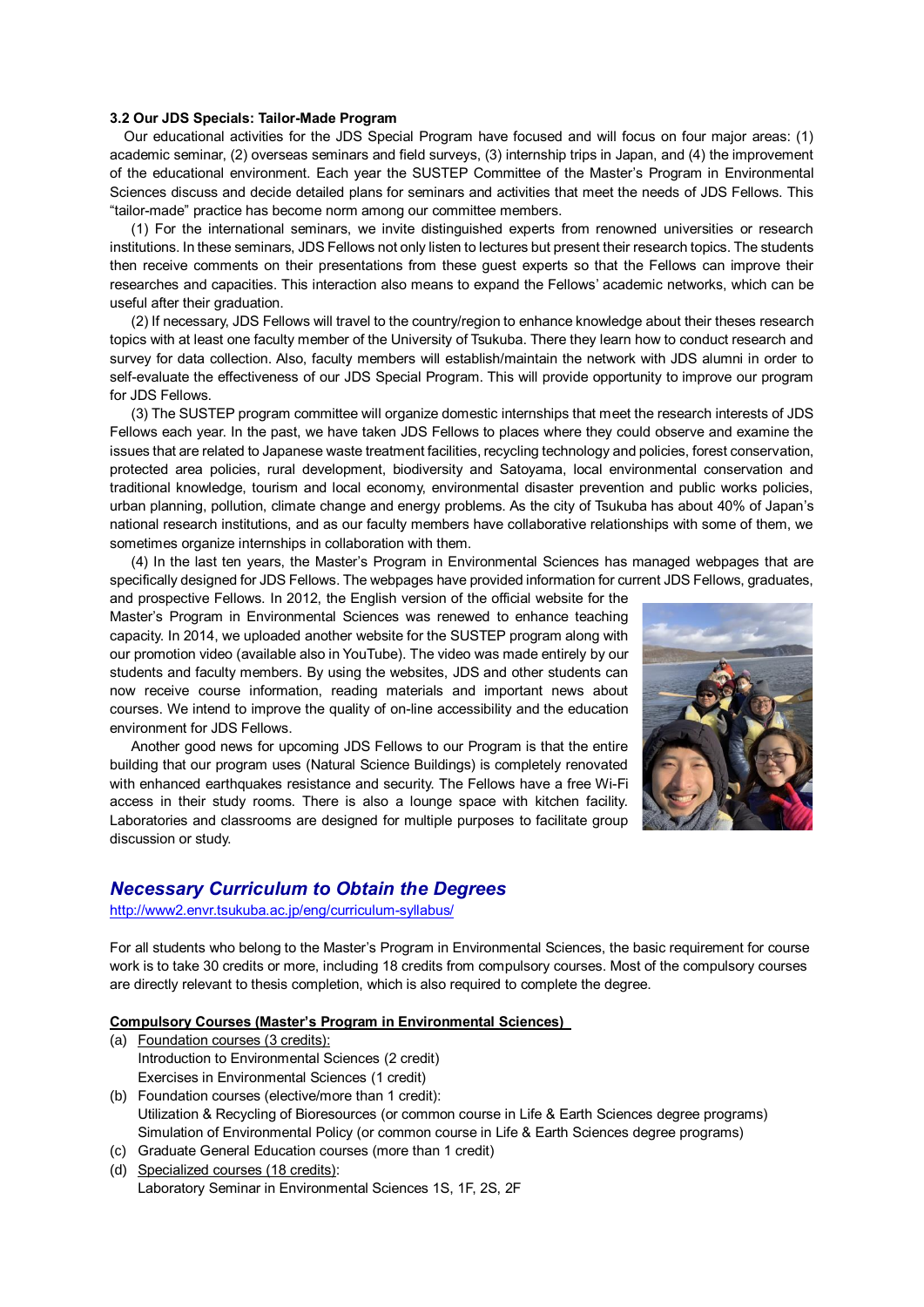**3.2 Our JDS Specials: Tailor-Made Program**

Our educational activities for the JDS Special Program have focused and will focus on four major areas: (1) academic seminar, (2) overseas seminars and field surveys, (3) internship trips in Japan, and (4) the improvement of the educational environment. Each year the SUSTEP Committee of the Master's Program in Environmental Sciences discuss and decide detailed plans for seminars and activities that meet the needs of JDS Fellows. This "tailor-made" practice has become norm among our committee members.

(1) For the international seminars, we invite distinguished experts from renowned universities or research institutions. In these seminars, JDS Fellows not only listen to lectures but present their research topics. The students then receive comments on their presentations from these guest experts so that the Fellows can improve their researches and capacities. This interaction also means to expand the Fellows' academic networks, which can be useful after their graduation.

(2) If necessary, JDS Fellows will travel to the country/region to enhance knowledge about their theses research topics with at least one faculty member of the University of Tsukuba. There they learn how to conduct research and survey for data collection. Also, faculty members will establish/maintain the network with JDS alumni in order to self-evaluate the effectiveness of our JDS Special Program. This will provide opportunity to improve our program for JDS Fellows.

(3) The SUSTEP program committee will organize domestic internships that meet the research interests of JDS Fellows each year. In the past, we have taken JDS Fellows to places where they could observe and examine the issues that are related to Japanese waste treatment facilities, recycling technology and policies, forest conservation, protected area policies, rural development, biodiversity and Satoyama, local environmental conservation and traditional knowledge, tourism and local economy, environmental disaster prevention and public works policies, urban planning, pollution, climate change and energy problems. As the city of Tsukuba has about 40% of Japan's national research institutions, and as our faculty members have collaborative relationships with some of them, we sometimes organize internships in collaboration with them.

(4) In the last ten years, the Master's Program in Environmental Sciences has managed webpages that are specifically designed for JDS Fellows. The webpages have provided information for current JDS Fellows, graduates, and prospective Fellows. In 2012, the English version of the official website for the Master's Program in Environmental Sciences was renewed to enhance teaching capacity. In 2014, we uploaded another website for the SUSTEP program along with our promotion video (available also in YouTube). The video was made entirely by our students and faculty members. By using the websites, JDS and other students can now receive course information, reading materials and important news about courses. We intend to improve the quality of on-line accessibility and the education environment for JDS Fellows.

Another good news for upcoming JDS Fellows to our Program is that the entire building that our program uses (Natural Science Buildings) is completely renovated with enhanced earthquakes resistance and security. The Fellows have a free Wi-Fi access in their study rooms. There is also a lounge space with kitchen facility. Laboratories and classrooms are designed for multiple purposes to facilitate group discussion or study.

## *Necessary Curriculum to Obtain the Degrees*

http://www2.envr.tsukuba.ac.jp/eng/curriculum-syllabus/

For all students who belong to the Master's Program in Environmental Sciences, the basic requirement for course work is to take 30 credits or more, including 18 credits from compulsory courses. Most of the compulsory courses are directly relevant to thesis completion, which is also required to complete the degree.

**Compulsory Courses (Master's Program in Environmental Sciences)**

(a) Foundation courses (3 credits):
  Introduction to Environmental Sciences (2 credit)
  Exercises in Environmental Sciences (1 credit)

(b) Foundation courses (elective/more than 1 credit):
  Utilization & Recycling of Bioresources (or common course in Life & Earth Sciences degree programs)
  Simulation of Environmental Policy (or common course in Life & Earth Sciences degree programs)

(c) Graduate General Education courses (more than 1 credit)

(d) Specialized courses (18 credits):
  Laboratory Seminar in Environmental Sciences 1S, 1F, 2S, 2F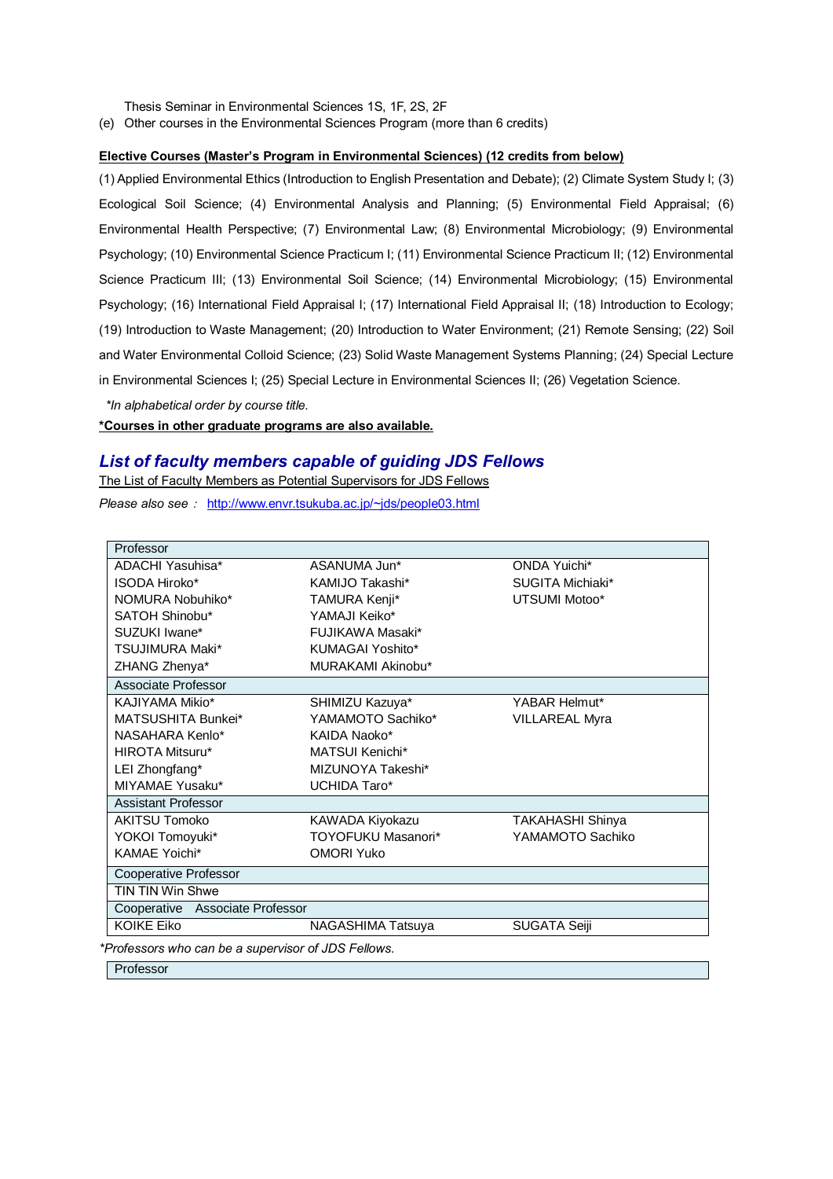Thesis Seminar in Environmental Sciences 1S, 1F, 2S, 2F

(e) Other courses in the Environmental Sciences Program (more than 6 credits)

**Elective Courses (Master's Program in Environmental Sciences) (12 credits from below)**

(1) Applied Environmental Ethics (Introduction to English Presentation and Debate); (2) Climate System Study I; (3) Ecological Soil Science; (4) Environmental Analysis and Planning; (5) Environmental Field Appraisal; (6) Environmental Health Perspective; (7) Environmental Law; (8) Environmental Microbiology; (9) Environmental Psychology; (10) Environmental Science Practicum I; (11) Environmental Science Practicum II; (12) Environmental Science Practicum III; (13) Environmental Soil Science; (14) Environmental Microbiology; (15) Environmental Psychology; (16) International Field Appraisal I; (17) International Field Appraisal II; (18) Introduction to Ecology; (19) Introduction to Waste Management; (20) Introduction to Water Environment; (21) Remote Sensing; (22) Soil and Water Environmental Colloid Science; (23) Solid Waste Management Systems Planning; (24) Special Lecture in Environmental Sciences I; (25) Special Lecture in Environmental Sciences II; (26) Vegetation Science.

*\*In alphabetical order by course title.*

**\*Courses in other graduate programs are also available.**

## *List of faculty members capable of guiding JDS Fellows*

The List of Faculty Members as Potential Supervisors for JDS Fellows

*Please also see :* http://www.envr.tsukuba.ac.jp/~jds/people03.html

| Professor | | |
|---|---|---|
| ADACHI Yasuhisa* | ASANUMA Jun* | ONDA Yuichi* |
| ISODA Hiroko* | KAMIJO Takashi* | SUGITA Michiaki* |
| NOMURA Nobuhiko* | TAMURA Kenji* | UTSUMI Motoo* |
| SATOH Shinobu* | YAMAJI Keiko* | |
| SUZUKI Iwane* | FUJIKAWA Masaki* | |
| TSUJIMURA Maki* | KUMAGAI Yoshito* | |
| ZHANG Zhenya* | MURAKAMI Akinobu* | |
| **Associate Professor** | | |
| KAJIYAMA Mikio* | SHIMIZU Kazuya* | YABAR Helmut* |
| MATSUSHITA Bunkei* | YAMAMOTO Sachiko* | VILLAREAL Myra |
| NASAHARA Kenlo* | KAIDA Naoko* | |
| HIROTA Mitsuru* | MATSUI Kenichi* | |
| LEI Zhongfang* | MIZUNOYA Takeshi* | |
| MIYAMAE Yusaku* | UCHIDA Taro* | |
| **Assistant Professor** | | |
| AKITSU Tomoko | KAWADA Kiyokazu | TAKAHASHI Shinya |
| YOKOI Tomoyuki* | TOYOFUKU Masanori* | YAMAMOTO Sachiko |
| KAMAE Yoichi* | OMORI Yuko | |
| **Cooperative Professor** | | |
| TIN TIN Win Shwe | | |
| **Cooperative Associate Professor** | | |
| KOIKE Eiko | NAGASHIMA Tatsuya | SUGATA Seiji |

*\*Professors who can be a supervisor of JDS Fellows.*

| Professor |
|---|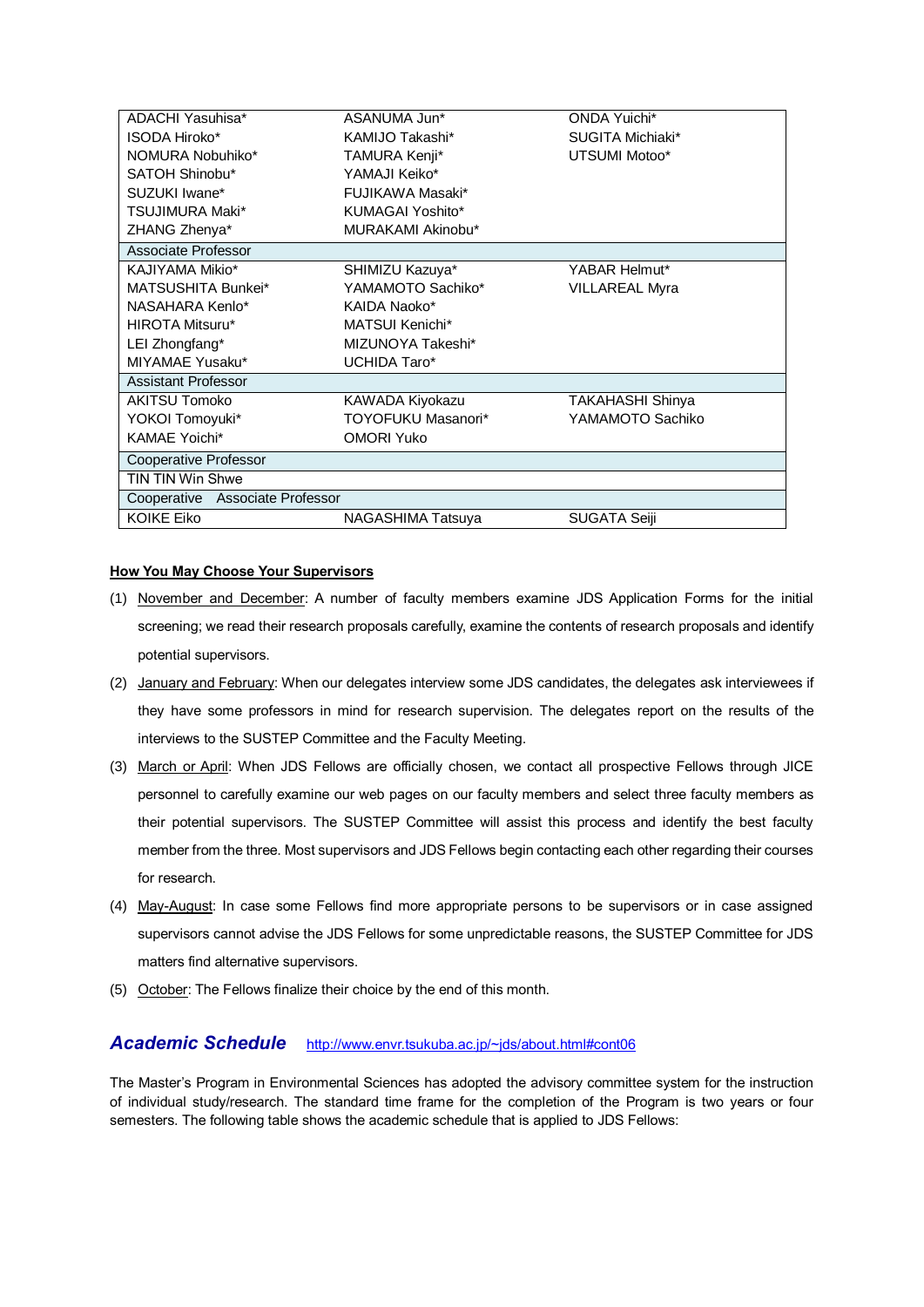| | | |
|---|---|---|
| ADACHI Yasuhisa* | ASANUMA Jun* | ONDA Yuichi* |
| ISODA Hiroko* | KAMIJO Takashi* | SUGITA Michiaki* |
| NOMURA Nobuhiko* | TAMURA Kenji* | UTSUMI Motoo* |
| SATOH Shinobu* | YAMAJI Keiko* | |
| SUZUKI Iwane* | FUJIKAWA Masaki* | |
| TSUJIMURA Maki* | KUMAGAI Yoshito* | |
| ZHANG Zhenya* | MURAKAMI Akinobu* | |
| Associate Professor | | |
| KAJIYAMA Mikio* | SHIMIZU Kazuya* | YABAR Helmut* |
| MATSUSHITA Bunkei* | YAMAMOTO Sachiko* | VILLAREAL Myra |
| NASAHARA Kenlo* | KAIDA Naoko* | |
| HIROTA Mitsuru* | MATSUI Kenichi* | |
| LEI Zhongfang* | MIZUNOYA Takeshi* | |
| MIYAMAE Yusaku* | UCHIDA Taro* | |
| Assistant Professor | | |
| AKITSU Tomoko | KAWADA Kiyokazu | TAKAHASHI Shinya |
| YOKOI Tomoyuki* | TOYOFUKU Masanori* | YAMAMOTO Sachiko |
| KAMAE Yoichi* | OMORI Yuko | |
| Cooperative Professor | | |
| TIN TIN Win Shwe | | |
| Cooperative Associate Professor | | |
| KOIKE Eiko | NAGASHIMA Tatsuya | SUGATA Seiji |

**How You May Choose Your Supervisors**

(1) November and December: A number of faculty members examine JDS Application Forms for the initial screening; we read their research proposals carefully, examine the contents of research proposals and identify potential supervisors.

(2) January and February: When our delegates interview some JDS candidates, the delegates ask interviewees if they have some professors in mind for research supervision. The delegates report on the results of the interviews to the SUSTEP Committee and the Faculty Meeting.

(3) March or April: When JDS Fellows are officially chosen, we contact all prospective Fellows through JICE personnel to carefully examine our web pages on our faculty members and select three faculty members as their potential supervisors. The SUSTEP Committee will assist this process and identify the best faculty member from the three. Most supervisors and JDS Fellows begin contacting each other regarding their courses for research.

(4) May-August: In case some Fellows find more appropriate persons to be supervisors or in case assigned supervisors cannot advise the JDS Fellows for some unpredictable reasons, the SUSTEP Committee for JDS matters find alternative supervisors.

(5) October: The Fellows finalize their choice by the end of this month.

## *Academic Schedule* http://www.envr.tsukuba.ac.jp/~jds/about.html#cont06

The Master's Program in Environmental Sciences has adopted the advisory committee system for the instruction of individual study/research. The standard time frame for the completion of the Program is two years or four semesters. The following table shows the academic schedule that is applied to JDS Fellows: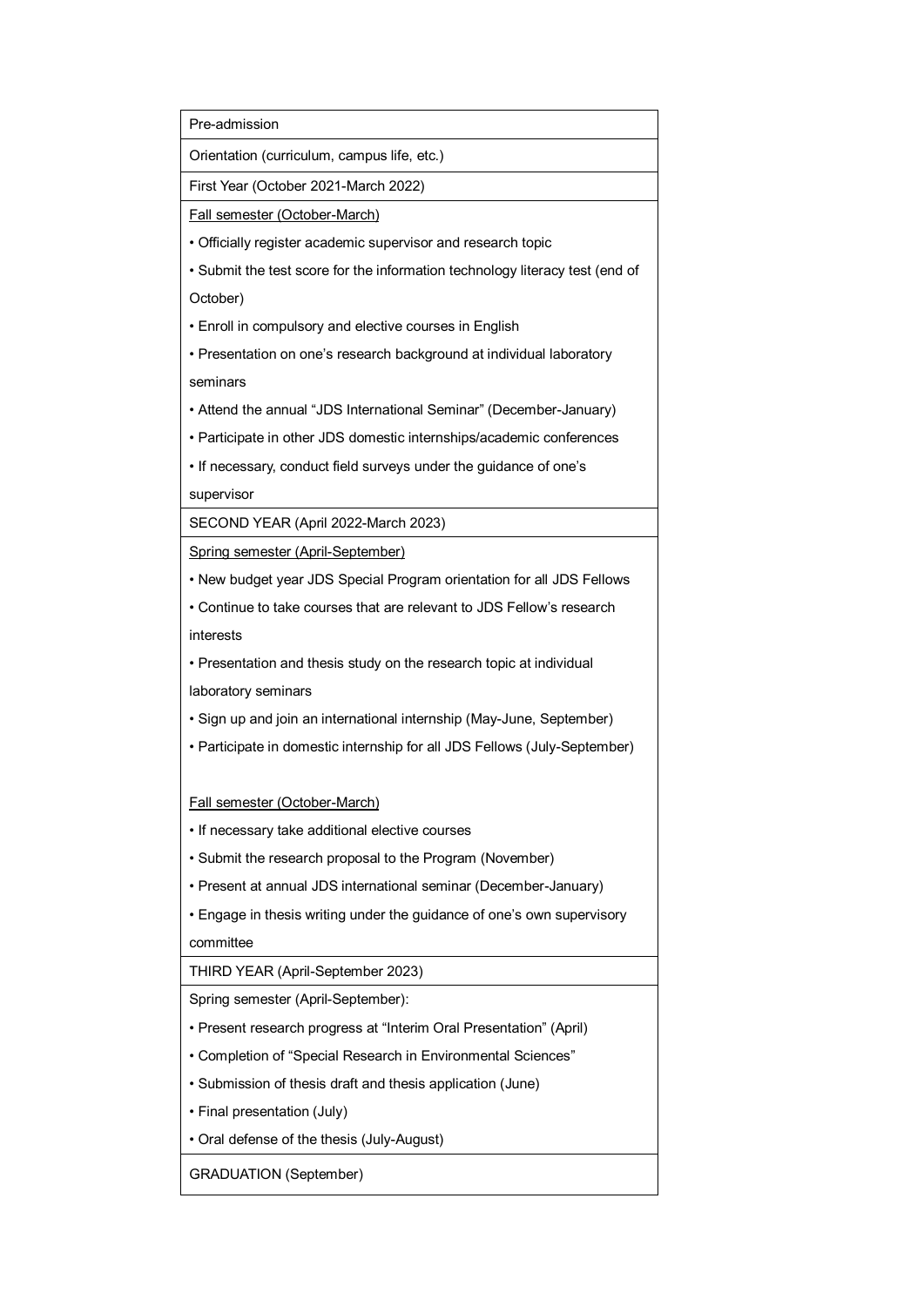| Pre-admission |
| --- |
| Orientation (curriculum, campus life, etc.) |
| First Year (October 2021-March 2022) |
| <u>Fall semester (October-March)</u><br>• Officially register academic supervisor and research topic<br>• Submit the test score for the information technology literacy test (end of October)<br>• Enroll in compulsory and elective courses in English<br>• Presentation on one's research background at individual laboratory seminars<br>• Attend the annual "JDS International Seminar" (December-January)<br>• Participate in other JDS domestic internships/academic conferences<br>• If necessary, conduct field surveys under the guidance of one's supervisor |
| SECOND YEAR (April 2022-March 2023) |
| <u>Spring semester (April-September)</u><br>• New budget year JDS Special Program orientation for all JDS Fellows<br>• Continue to take courses that are relevant to JDS Fellow's research interests<br>• Presentation and thesis study on the research topic at individual laboratory seminars<br>• Sign up and join an international internship (May-June, September)<br>• Participate in domestic internship for all JDS Fellows (July-September)<br><br><u>Fall semester (October-March)</u><br>• If necessary take additional elective courses<br>• Submit the research proposal to the Program (November)<br>• Present at annual JDS international seminar (December-January)<br>• Engage in thesis writing under the guidance of one's own supervisory committee |
| THIRD YEAR (April-September 2023) |
| Spring semester (April-September):<br>• Present research progress at "Interim Oral Presentation" (April)<br>• Completion of "Special Research in Environmental Sciences"<br>• Submission of thesis draft and thesis application (June)<br>• Final presentation (July)<br>• Oral defense of the thesis (July-August) |
| GRADUATION (September) |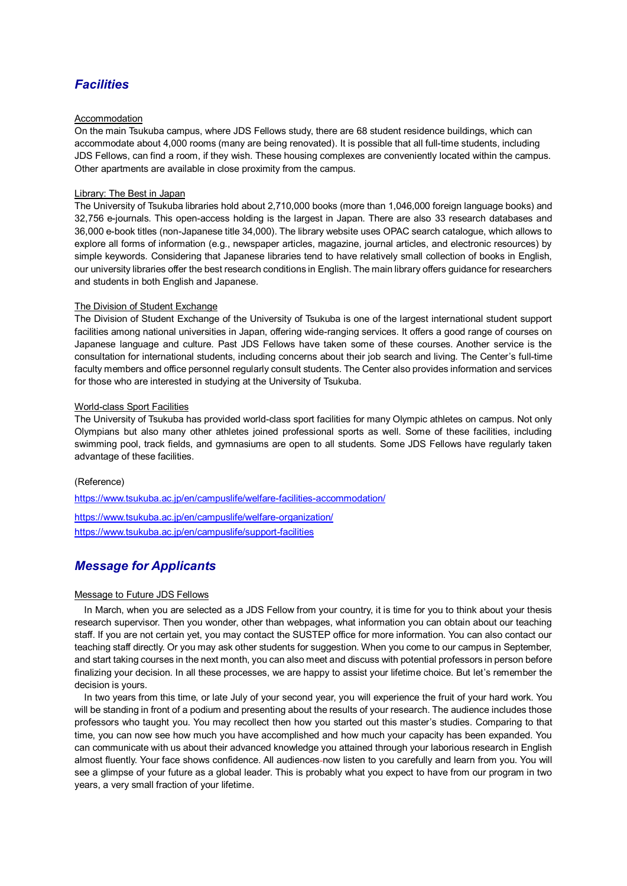## *Facilities*

Accommodation

On the main Tsukuba campus, where JDS Fellows study, there are 68 student residence buildings, which can accommodate about 4,000 rooms (many are being renovated). It is possible that all full-time students, including JDS Fellows, can find a room, if they wish. These housing complexes are conveniently located within the campus. Other apartments are available in close proximity from the campus.

Library: The Best in Japan

The University of Tsukuba libraries hold about 2,710,000 books (more than 1,046,000 foreign language books) and 32,756 e-journals. This open-access holding is the largest in Japan. There are also 33 research databases and 36,000 e-book titles (non-Japanese title 34,000). The library website uses OPAC search catalogue, which allows to explore all forms of information (e.g., newspaper articles, magazine, journal articles, and electronic resources) by simple keywords. Considering that Japanese libraries tend to have relatively small collection of books in English, our university libraries offer the best research conditions in English. The main library offers guidance for researchers and students in both English and Japanese.

The Division of Student Exchange

The Division of Student Exchange of the University of Tsukuba is one of the largest international student support facilities among national universities in Japan, offering wide-ranging services. It offers a good range of courses on Japanese language and culture. Past JDS Fellows have taken some of these courses. Another service is the consultation for international students, including concerns about their job search and living. The Center's full-time faculty members and office personnel regularly consult students. The Center also provides information and services for those who are interested in studying at the University of Tsukuba.

World-class Sport Facilities

The University of Tsukuba has provided world-class sport facilities for many Olympic athletes on campus. Not only Olympians but also many other athletes joined professional sports as well. Some of these facilities, including swimming pool, track fields, and gymnasiums are open to all students. Some JDS Fellows have regularly taken advantage of these facilities.

(Reference)

https://www.tsukuba.ac.jp/en/campuslife/welfare-facilities-accommodation/

https://www.tsukuba.ac.jp/en/campuslife/welfare-organization/

https://www.tsukuba.ac.jp/en/campuslife/support-facilities

## *Message for Applicants*

Message to Future JDS Fellows

In March, when you are selected as a JDS Fellow from your country, it is time for you to think about your thesis research supervisor. Then you wonder, other than webpages, what information you can obtain about our teaching staff. If you are not certain yet, you may contact the SUSTEP office for more information. You can also contact our teaching staff directly. Or you may ask other students for suggestion. When you come to our campus in September, and start taking courses in the next month, you can also meet and discuss with potential professors in person before finalizing your decision. In all these processes, we are happy to assist your lifetime choice. But let's remember the decision is yours.

In two years from this time, or late July of your second year, you will experience the fruit of your hard work. You will be standing in front of a podium and presenting about the results of your research. The audience includes those professors who taught you. You may recollect then how you started out this master's studies. Comparing to that time, you can now see how much you have accomplished and how much your capacity has been expanded. You can communicate with us about their advanced knowledge you attained through your laborious research in English almost fluently. Your face shows confidence. All audiences now listen to you carefully and learn from you. You will see a glimpse of your future as a global leader. This is probably what you expect to have from our program in two years, a very small fraction of your lifetime.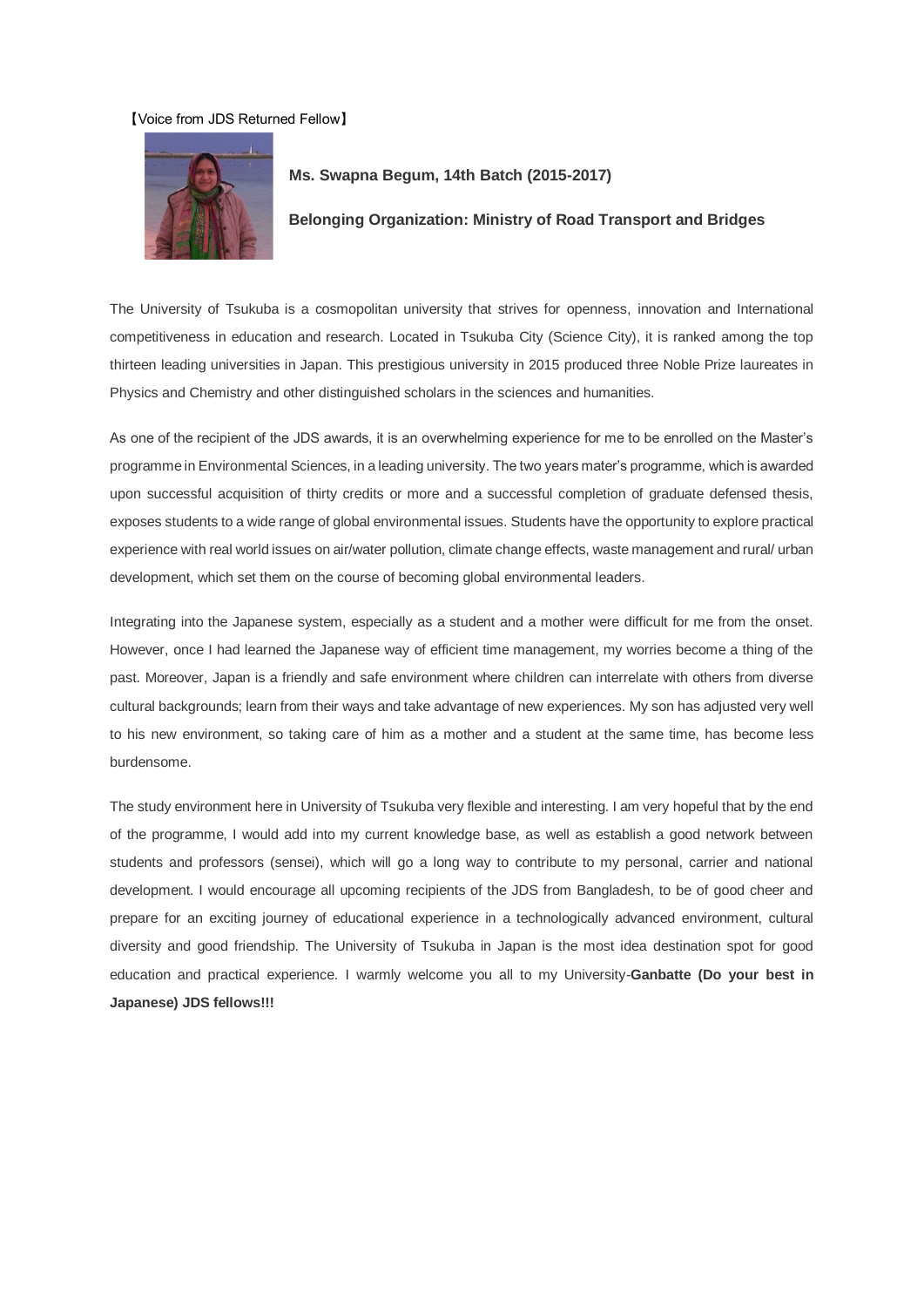【Voice from JDS Returned Fellow】

**Ms. Swapna Begum, 14th Batch (2015-2017)**

**Belonging Organization: Ministry of Road Transport and Bridges**

The University of Tsukuba is a cosmopolitan university that strives for openness, innovation and International competitiveness in education and research. Located in Tsukuba City (Science City), it is ranked among the top thirteen leading universities in Japan. This prestigious university in 2015 produced three Noble Prize laureates in Physics and Chemistry and other distinguished scholars in the sciences and humanities.

As one of the recipient of the JDS awards, it is an overwhelming experience for me to be enrolled on the Master's programme in Environmental Sciences, in a leading university. The two years mater's programme, which is awarded upon successful acquisition of thirty credits or more and a successful completion of graduate defensed thesis, exposes students to a wide range of global environmental issues. Students have the opportunity to explore practical experience with real world issues on air/water pollution, climate change effects, waste management and rural/ urban development, which set them on the course of becoming global environmental leaders.

Integrating into the Japanese system, especially as a student and a mother were difficult for me from the onset. However, once I had learned the Japanese way of efficient time management, my worries become a thing of the past. Moreover, Japan is a friendly and safe environment where children can interrelate with others from diverse cultural backgrounds; learn from their ways and take advantage of new experiences. My son has adjusted very well to his new environment, so taking care of him as a mother and a student at the same time, has become less burdensome.

The study environment here in University of Tsukuba very flexible and interesting. I am very hopeful that by the end of the programme, I would add into my current knowledge base, as well as establish a good network between students and professors (sensei), which will go a long way to contribute to my personal, carrier and national development. I would encourage all upcoming recipients of the JDS from Bangladesh, to be of good cheer and prepare for an exciting journey of educational experience in a technologically advanced environment, cultural diversity and good friendship. The University of Tsukuba in Japan is the most idea destination spot for good education and practical experience. I warmly welcome you all to my University-**Ganbatte (Do your best in Japanese) JDS fellows!!!**